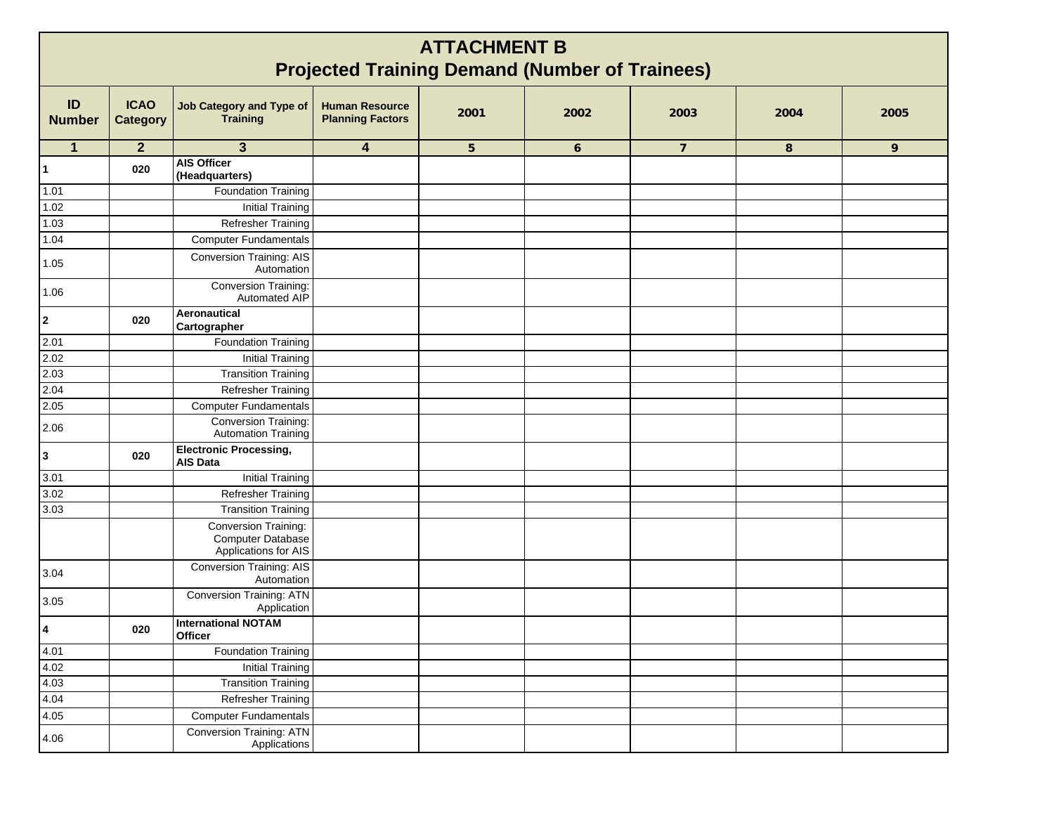# ATTACHMENT B
## Projected Training Demand (Number of Trainees)

| ID Number | ICAO Category | Job Category and Type of Training | Human Resource Planning Factors | 2001 | 2002 | 2003 | 2004 | 2005 |
|---|---|---|---|---|---|---|---|---|
| 1 | 2 | 3 | 4 | 5 | 6 | 7 | 8 | 9 |
| **1** | **020** | **AIS Officer (Headquarters)** | | | | | | |
| 1.01 | | Foundation Training | | | | | | |
| 1.02 | | Initial Training | | | | | | |
| 1.03 | | Refresher Training | | | | | | |
| 1.04 | | Computer Fundamentals | | | | | | |
| 1.05 | | Conversion Training: AIS Automation | | | | | | |
| 1.06 | | Conversion Training: Automated AIP | | | | | | |
| **2** | **020** | **Aeronautical Cartographer** | | | | | | |
| 2.01 | | Foundation Training | | | | | | |
| 2.02 | | Initial Training | | | | | | |
| 2.03 | | Transition Training | | | | | | |
| 2.04 | | Refresher Training | | | | | | |
| 2.05 | | Computer Fundamentals | | | | | | |
| 2.06 | | Conversion Training: Automation Training | | | | | | |
| **3** | **020** | **Electronic Processing, AIS Data** | | | | | | |
| 3.01 | | Initial Training | | | | | | |
| 3.02 | | Refresher Training | | | | | | |
| 3.03 | | Transition Training | | | | | | |
| | | Conversion Training: Computer Database Applications for AIS | | | | | | |
| 3.04 | | Conversion Training: AIS Automation | | | | | | |
| 3.05 | | Conversion Training: ATN Application | | | | | | |
| **4** | **020** | **International NOTAM Officer** | | | | | | |
| 4.01 | | Foundation Training | | | | | | |
| 4.02 | | Initial Training | | | | | | |
| 4.03 | | Transition Training | | | | | | |
| 4.04 | | Refresher Training | | | | | | |
| 4.05 | | Computer Fundamentals | | | | | | |
| 4.06 | | Conversion Training: ATN Applications | | | | | | |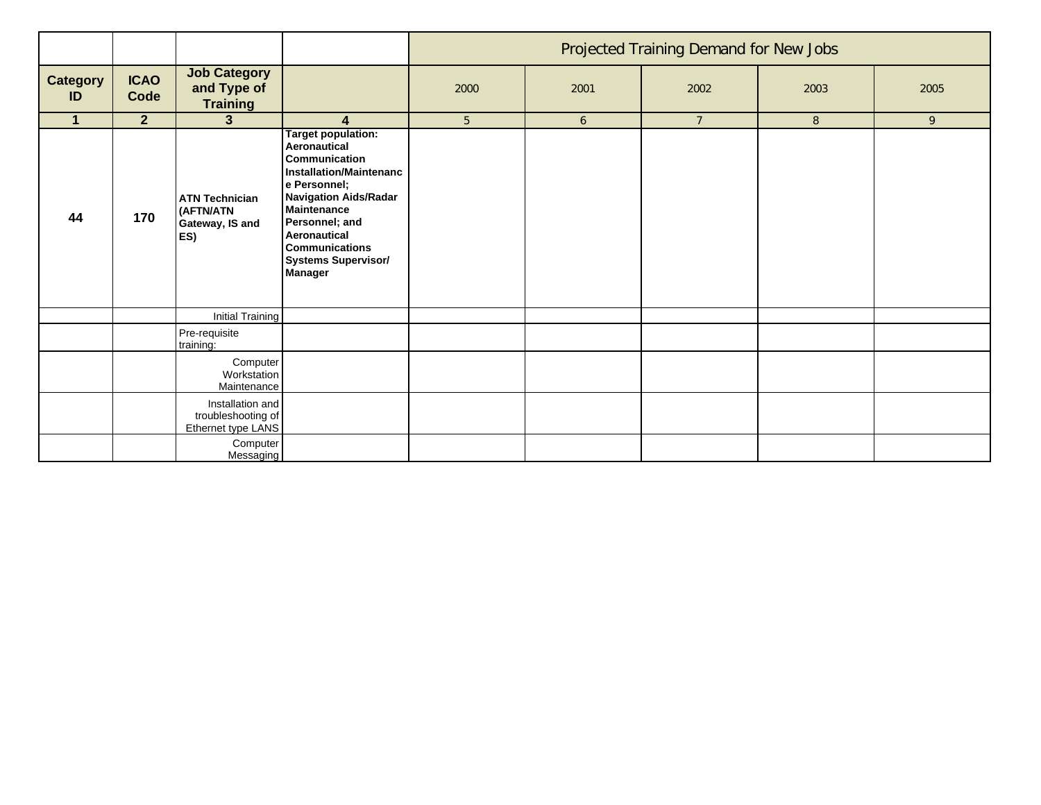| | | | | Projected Training Demand for New Jobs | | | | |
|---|---|---|---|---|---|---|---|---|
| **Category ID** | **ICAO Code** | **Job Category and Type of Training** | | 2000 | 2001 | 2002 | 2003 | 2005 |
| **1** | **2** | **3** | **4** | 5 | 6 | 7 | 8 | 9 |
| **44** | **170** | **ATN Technician (AFTN/ATN Gateway, IS and ES)** | **Target population: Aeronautical Communication Installation/Maintenance Personnel; Navigation Aids/Radar Maintenance Personnel; and Aeronautical Communications Systems Supervisor/ Manager** | | | | | |
| | | Initial Training | | | | | | |
| | | Pre-requisite training: | | | | | | |
| | | Computer Workstation Maintenance | | | | | | |
| | | Installation and troubleshooting of Ethernet type LANS | | | | | | |
| | | Computer Messaging | | | | | | |